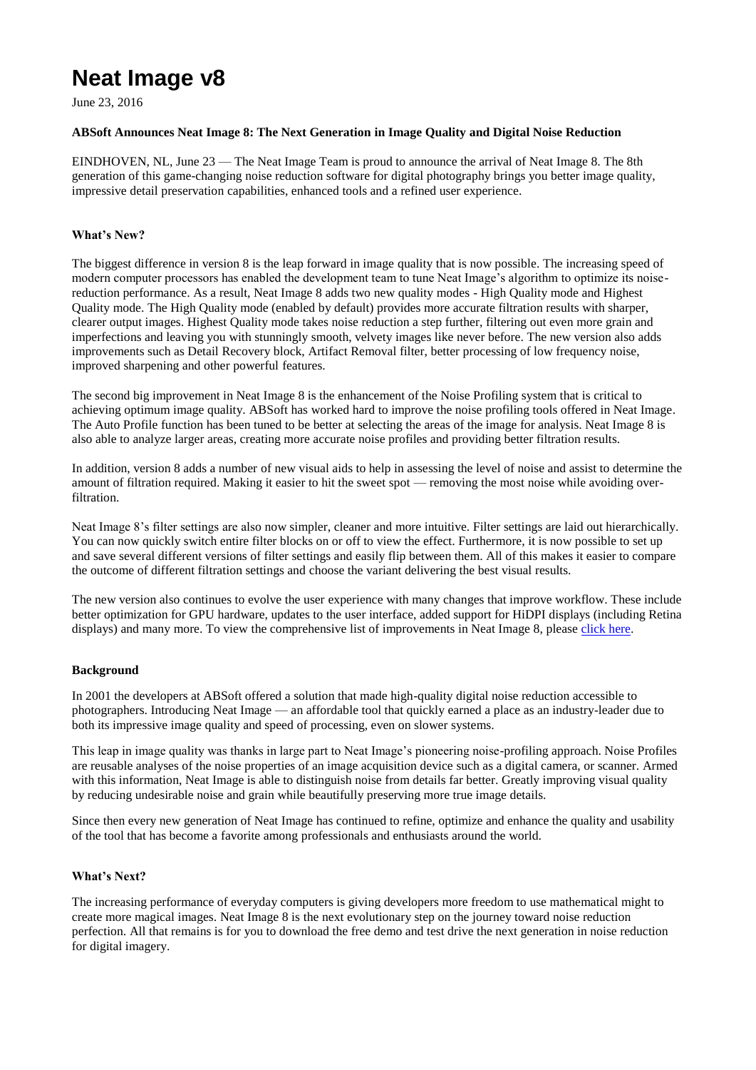# Neat Image v8

June 23, 2016

**ABSoft Announces Neat Image 8: The Next Generation in Image Quality and Digital Noise Reduction**

EINDHOVEN, NL, June 23 — The Neat Image Team is proud to announce the arrival of Neat Image 8. The 8th generation of this game-changing noise reduction software for digital photography brings you better image quality, impressive detail preservation capabilities, enhanced tools and a refined user experience.

**What's New?**

The biggest difference in version 8 is the leap forward in image quality that is now possible. The increasing speed of modern computer processors has enabled the development team to tune Neat Image's algorithm to optimize its noise-reduction performance. As a result, Neat Image 8 adds two new quality modes - High Quality mode and Highest Quality mode. The High Quality mode (enabled by default) provides more accurate filtration results with sharper, clearer output images. Highest Quality mode takes noise reduction a step further, filtering out even more grain and imperfections and leaving you with stunningly smooth, velvety images like never before. The new version also adds improvements such as Detail Recovery block, Artifact Removal filter, better processing of low frequency noise, improved sharpening and other powerful features.

The second big improvement in Neat Image 8 is the enhancement of the Noise Profiling system that is critical to achieving optimum image quality. ABSoft has worked hard to improve the noise profiling tools offered in Neat Image. The Auto Profile function has been tuned to be better at selecting the areas of the image for analysis. Neat Image 8 is also able to analyze larger areas, creating more accurate noise profiles and providing better filtration results.

In addition, version 8 adds a number of new visual aids to help in assessing the level of noise and assist to determine the amount of filtration required. Making it easier to hit the sweet spot — removing the most noise while avoiding over-filtration.

Neat Image 8's filter settings are also now simpler, cleaner and more intuitive. Filter settings are laid out hierarchically. You can now quickly switch entire filter blocks on or off to view the effect. Furthermore, it is now possible to set up and save several different versions of filter settings and easily flip between them. All of this makes it easier to compare the outcome of different filtration settings and choose the variant delivering the best visual results.

The new version also continues to evolve the user experience with many changes that improve workflow. These include better optimization for GPU hardware, updates to the user interface, added support for HiDPI displays (including Retina displays) and many more. To view the comprehensive list of improvements in Neat Image 8, please click here.

**Background**

In 2001 the developers at ABSoft offered a solution that made high-quality digital noise reduction accessible to photographers. Introducing Neat Image — an affordable tool that quickly earned a place as an industry-leader due to both its impressive image quality and speed of processing, even on slower systems.

This leap in image quality was thanks in large part to Neat Image's pioneering noise-profiling approach. Noise Profiles are reusable analyses of the noise properties of an image acquisition device such as a digital camera, or scanner. Armed with this information, Neat Image is able to distinguish noise from details far better. Greatly improving visual quality by reducing undesirable noise and grain while beautifully preserving more true image details.

Since then every new generation of Neat Image has continued to refine, optimize and enhance the quality and usability of the tool that has become a favorite among professionals and enthusiasts around the world.

**What's Next?**

The increasing performance of everyday computers is giving developers more freedom to use mathematical might to create more magical images. Neat Image 8 is the next evolutionary step on the journey toward noise reduction perfection. All that remains is for you to download the free demo and test drive the next generation in noise reduction for digital imagery.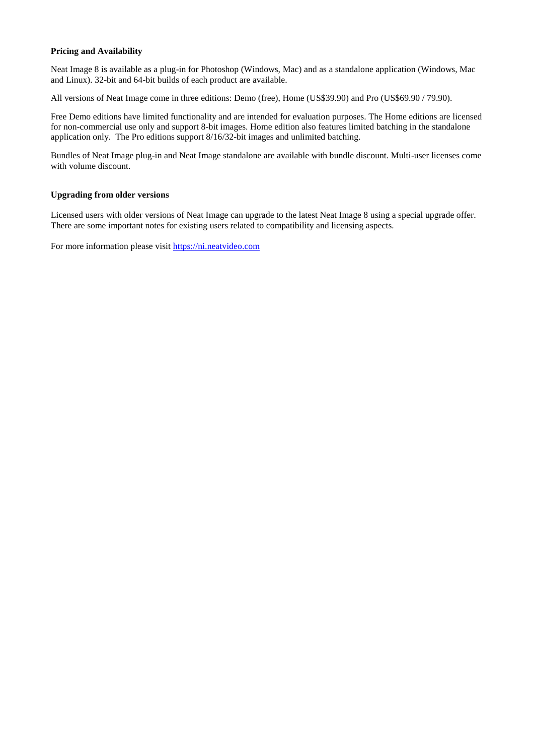**Pricing and Availability**

Neat Image 8 is available as a plug-in for Photoshop (Windows, Mac) and as a standalone application (Windows, Mac and Linux). 32-bit and 64-bit builds of each product are available.

All versions of Neat Image come in three editions: Demo (free), Home (US$39.90) and Pro (US$69.90 / 79.90).

Free Demo editions have limited functionality and are intended for evaluation purposes. The Home editions are licensed for non-commercial use only and support 8-bit images. Home edition also features limited batching in the standalone application only. The Pro editions support 8/16/32-bit images and unlimited batching.

Bundles of Neat Image plug-in and Neat Image standalone are available with bundle discount. Multi-user licenses come with volume discount.

**Upgrading from older versions**

Licensed users with older versions of Neat Image can upgrade to the latest Neat Image 8 using a special upgrade offer. There are some important notes for existing users related to compatibility and licensing aspects.

For more information please visit [https://ni.neatvideo.com](https://ni.neatvideo.com)